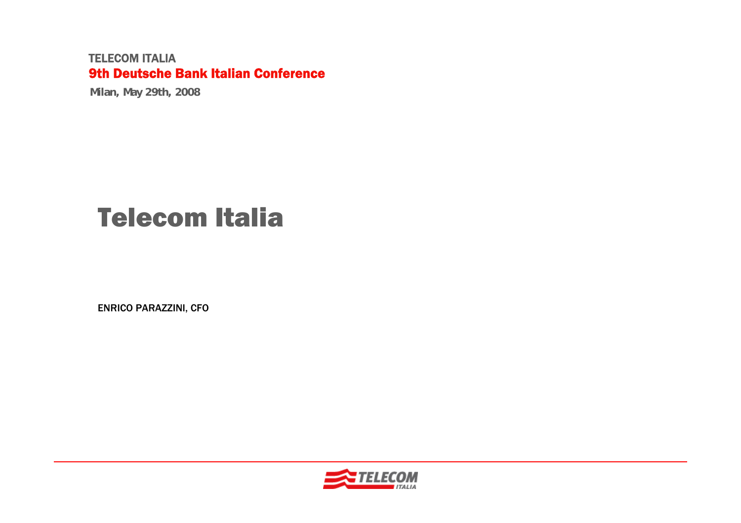TELECOM ITALIA

**9th Deutsche Bank Italian Conference**

**Milan, May 29th, 2008**

# Telecom Italia

**ENRICO PARAZZINI, CFO**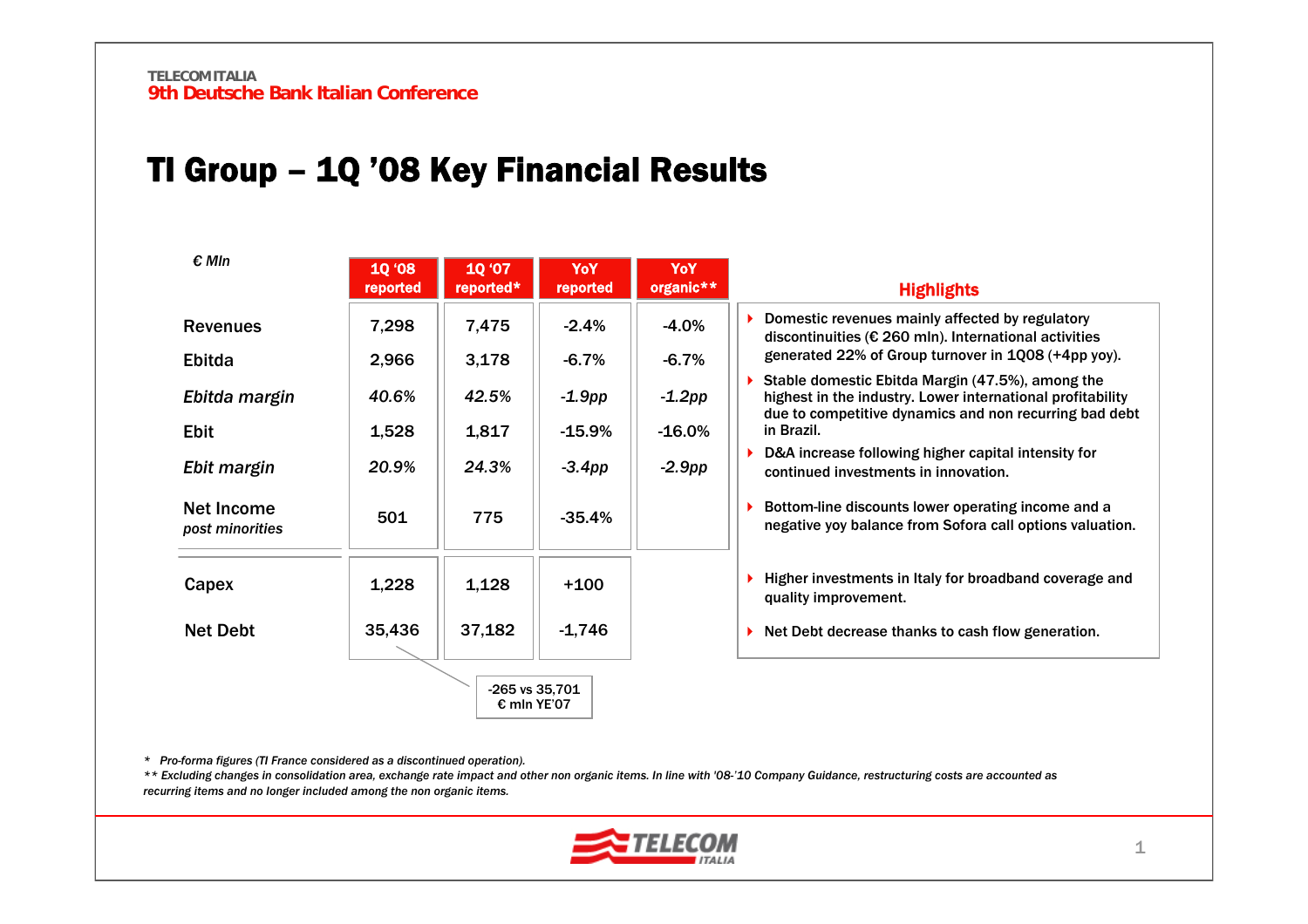# TI Group – 1Q '08 Key Financial Results

| € Mln | 1Q '08 reported | 1Q '07 reported* | YoY reported | YoY organic** |
|---|---|---|---|---|
| Revenues | 7,298 | 7,475 | -2.4% | -4.0% |
| Ebitda | 2,966 | 3,178 | -6.7% | -6.7% |
| *Ebitda margin* | *40.6%* | *42.5%* | *-1.9pp* | *-1.2pp* |
| Ebit | 1,528 | 1,817 | -15.9% | -16.0% |
| *Ebit margin* | *20.9%* | *24.3%* | *-3.4pp* | *-2.9pp* |
| Net Income *post minorities* | 501 | 775 | -35.4% | |
| Capex | 1,228 | 1,128 | +100 | |
| Net Debt | 35,436 | 37,182 | -1,746 | |

Net Debt 1Q '08: -265 vs 35,701 € mln YE'07

## Highlights

- Domestic revenues mainly affected by regulatory discontinuities (€ 260 mln). International activities generated 22% of Group turnover in 1Q08 (+4pp yoy).
- Stable domestic Ebitda Margin (47.5%), among the highest in the industry. Lower international profitability due to competitive dynamics and non recurring bad debt in Brazil.
- D&A increase following higher capital intensity for continued investments in innovation.
- Bottom-line discounts lower operating income and a negative yoy balance from Sofora call options valuation.
- Higher investments in Italy for broadband coverage and quality improvement.
- Net Debt decrease thanks to cash flow generation.

*\* Pro-forma figures (TI France considered as a discontinued operation).*

*\*\* Excluding changes in consolidation area, exchange rate impact and other non organic items. In line with '08-'10 Company Guidance, restructuring costs are accounted as recurring items and no longer included among the non organic items.*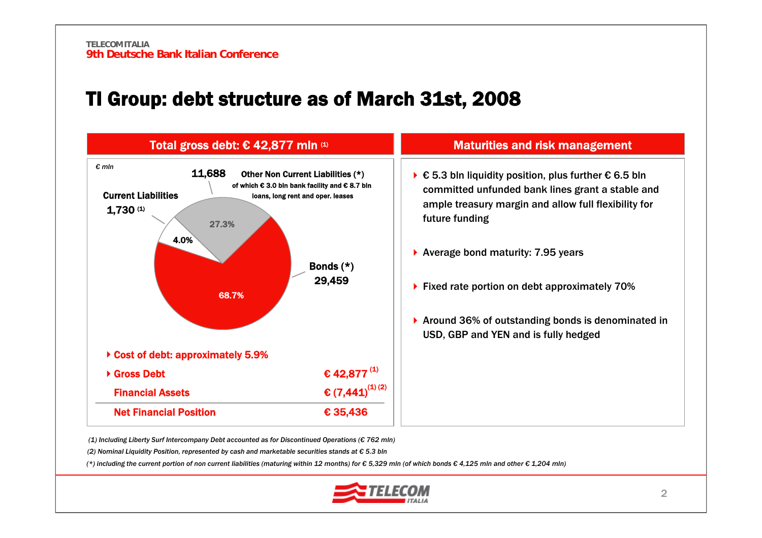# TI Group: debt structure as of March 31st, 2008

## Total gross debt: € 42,877 mln (1)

€ mln

| Component | € mln | % |
|---|---|---|
| Current Liabilities | 1,730 (1) | 4.0% |
| Other Non Current Liabilities (*) of which € 3.0 bln bank facility and € 8.7 bln loans, long rent and oper. leases | 11,688 | 27.3% |
| Bonds (*) | 29,459 | 68.7% |

- Cost of debt: approximately 5.9%
- Gross Debt € 42,877 (1)

| | |
|---|---|
| Gross Debt | € 42,877 (1) |
| Financial Assets | € (7,441) (1) (2) |
| Net Financial Position | € 35,436 |

## Maturities and risk management

- € 5.3 bln liquidity position, plus further € 6.5 bln committed unfunded bank lines grant a stable and ample treasury margin and allow full flexibility for future funding
- Average bond maturity: 7.95 years
- Fixed rate portion on debt approximately 70%
- Around 36% of outstanding bonds is denominated in USD, GBP and YEN and is fully hedged

*(1) Including Liberty Surf Intercompany Debt accounted as for Discontinued Operations (€ 762 mln)*

*(2) Nominal Liquidity Position, represented by cash and marketable securities stands at € 5.3 bln*

*(*) including the current portion of non current liabilities (maturing within 12 months) for € 5,329 mln (of which bonds € 4,125 mln and other € 1,204 mln)*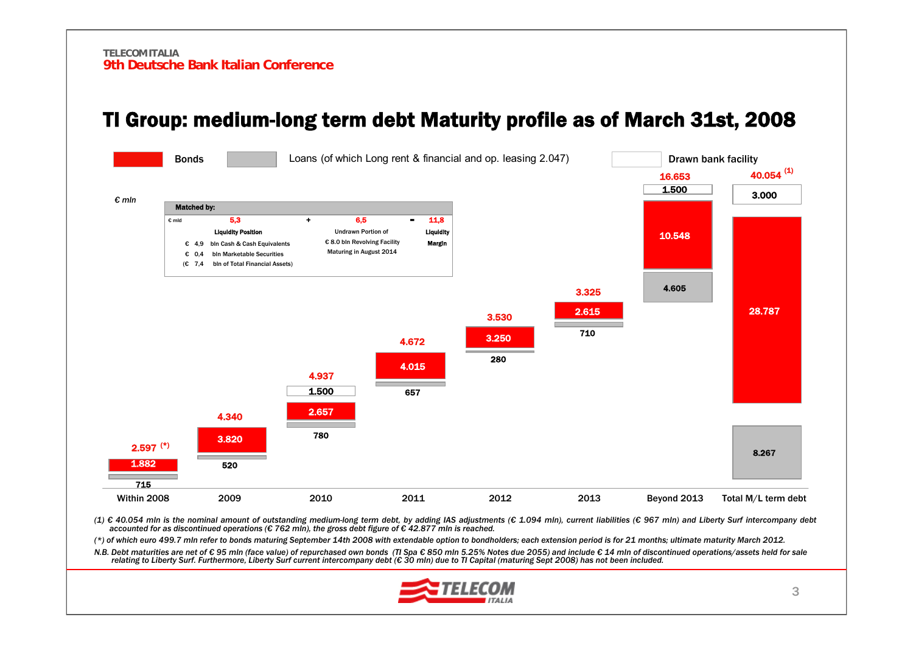# TI Group: medium-long term debt Maturity profile as of March 31st, 2008

€ mln

| | Within 2008 | 2009 | 2010 | 2011 | 2012 | 2013 | Beyond 2013 | Total M/L term debt |
|---|---|---|---|---|---|---|---|---|
| Drawn bank facility | | | 1.500 | | | | 1.500 | 3.000 |
| Bonds | 1.882 | 3.820 | 2.657 | 4.015 | 3.250 | 2.615 | 10.548 | 28.787 |
| Loans (of which Long rent & financial and op. leasing 2.047) | 715 | 520 | 780 | 657 | 280 | 710 | 4.605 | 8.267 |
| Total | 2.597 (*) | 4.340 | 4.937 | 4.672 | 3.530 | 3.325 | 16.653 | 40.054 (1) |

**Matched by:**

| € mld | 5,3 | + | 6,5 | = | 11,8 |
|---|---|---|---|---|---|
| | Liquidity Position | | Undrawn Portion of € 8.0 bln Revolving Facility Maturing in August 2014 | | Liquidity Margin |
| | € 4,9 bln Cash & Cash Equivalents | | | | |
| | € 0,4 bln Marketable Securities | | | | |
| | (€ 7,4 bln of Total Financial Assets) | | | | |

*(1) € 40.054 mln is the nominal amount of outstanding medium-long term debt, by adding IAS adjustments (€ 1.094 mln), current liabilities (€ 967 mln) and Liberty Surf intercompany debt accounted for as discontinued operations (€ 762 mln), the gross debt figure of € 42.877 mln is reached.*

*(\*) of which euro 499.7 mln refer to bonds maturing September 14th 2008 with extendable option to bondholders; each extension period is for 21 months; ultimate maturity March 2012.*

*N.B. Debt maturities are net of € 95 mln (face value) of repurchased own bonds (TI Spa € 850 mln 5.25% Notes due 2055) and include € 14 mln of discontinued operations/assets held for sale relating to Liberty Surf. Furthermore, Liberty Surf current intercompany debt (€ 30 mln) due to TI Capital (maturing Sept 2008) has not been included.*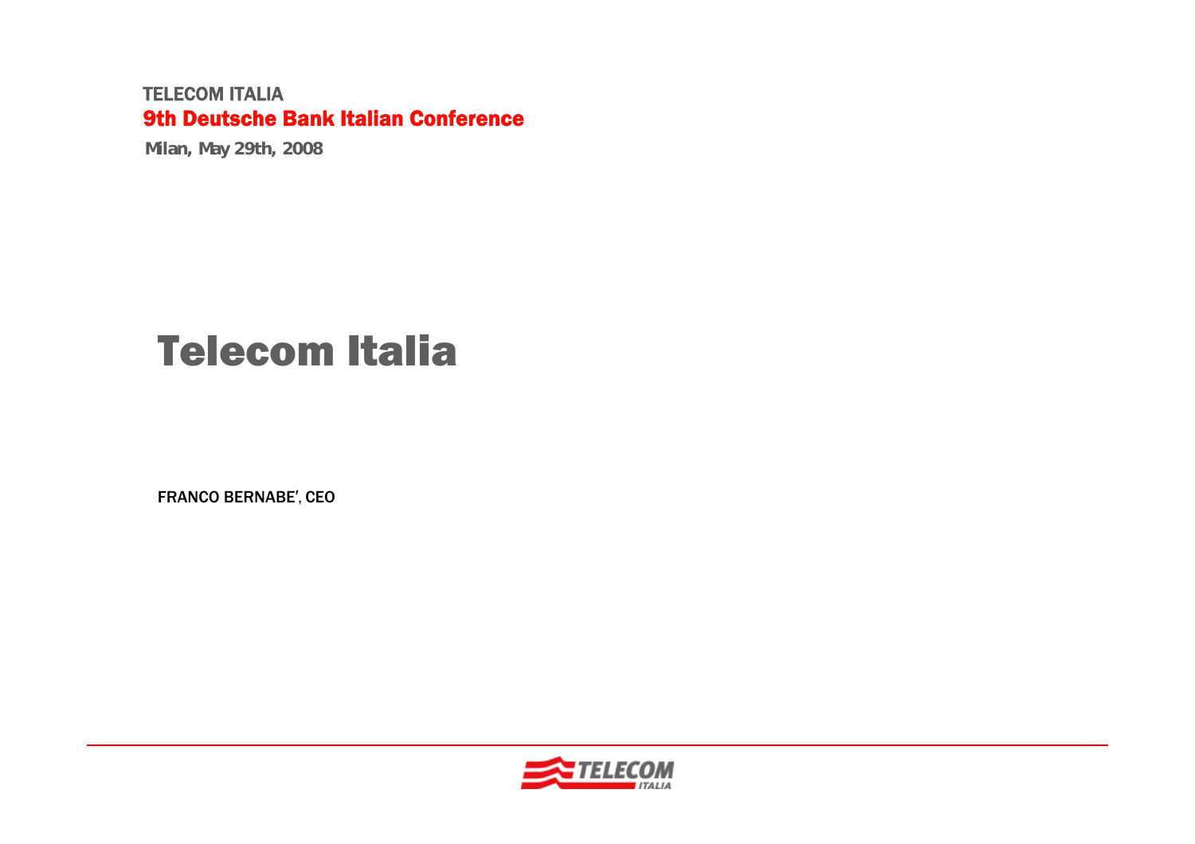TELECOM ITALIA

**9th Deutsche Bank Italian Conference**

**Milan, May 29th, 2008**

# Telecom Italia

**FRANCO BERNABE', CEO**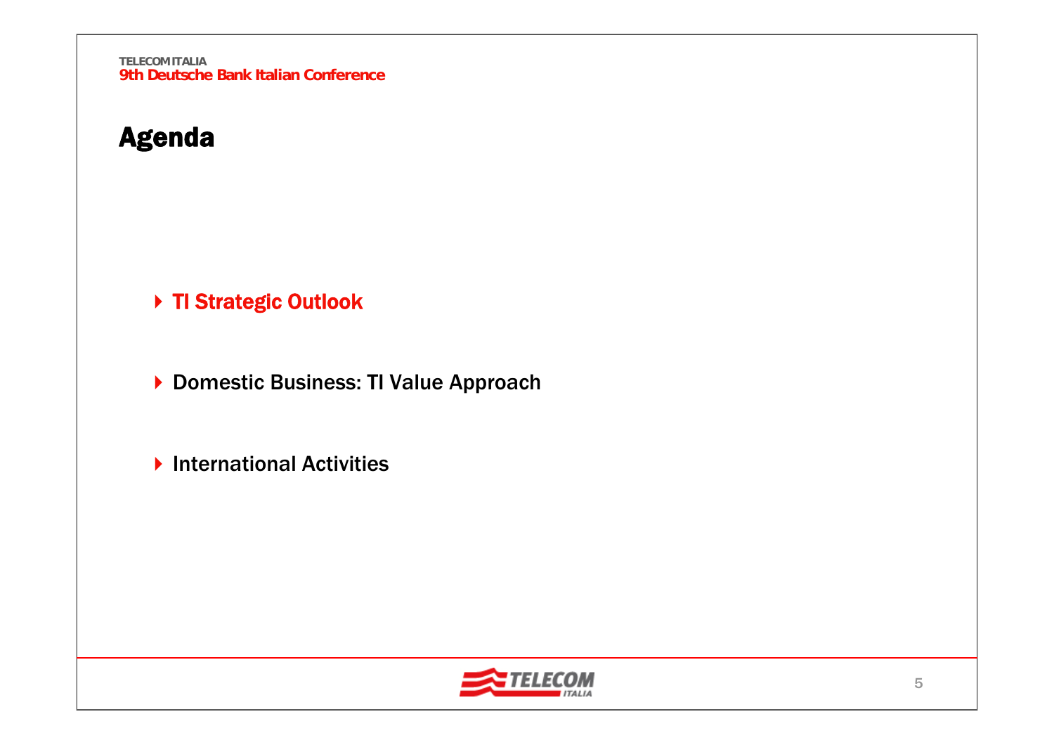# Agenda

- **TI Strategic Outlook**
- **Domestic Business: TI Value Approach**
- **International Activities**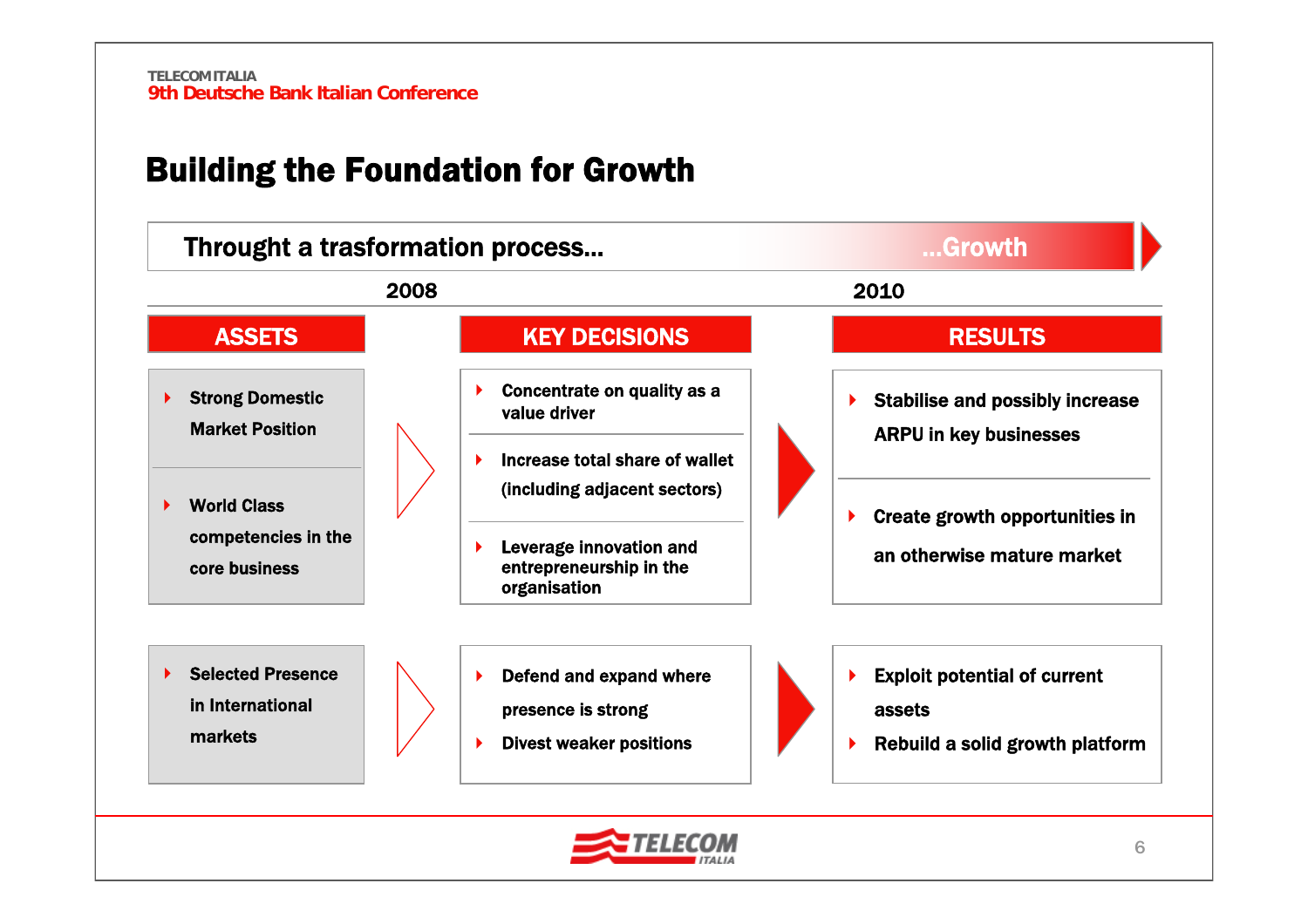# Building the Foundation for Growth

**Throught a trasformation process… …Growth**

| | 2008 | | 2010 |
|---|---|---|---|
| **ASSETS** | **KEY DECISIONS** | | **RESULTS** |
| - Strong Domestic Market Position<br>- World Class competencies in the core business | - Concentrate on quality as a value driver<br>- Increase total share of wallet (including adjacent sectors)<br>- Leverage innovation and entrepreneurship in the organisation | | - Stabilise and possibly increase ARPU in key businesses<br>- Create growth opportunities in an otherwise mature market |
| - Selected Presence in International markets | - Defend and expand where presence is strong<br>- Divest weaker positions | | - Exploit potential of current assets<br>- Rebuild a solid growth platform |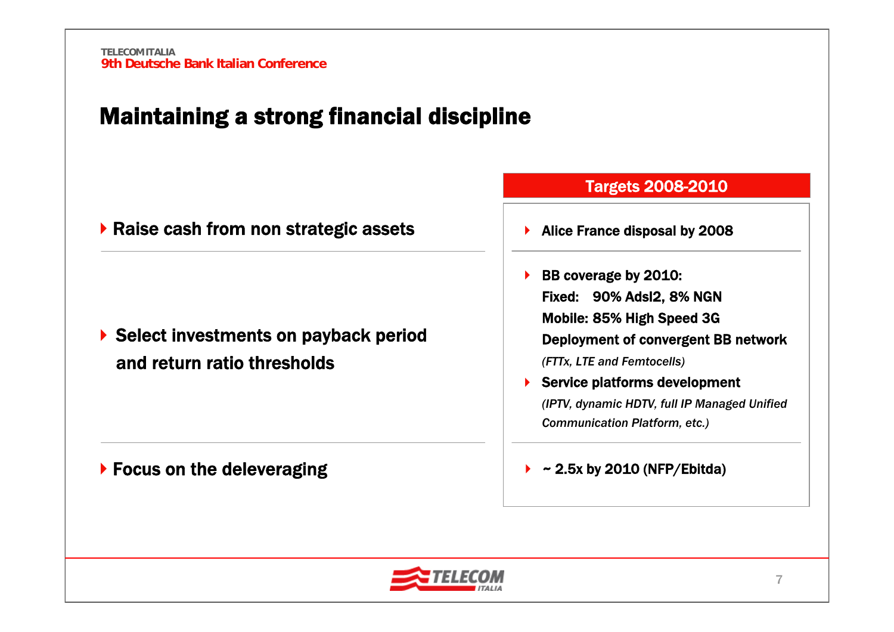# Maintaining a strong financial discipline

| | Targets 2008-2010 |
|---|---|
| ▸ **Raise cash from non strategic assets** | ▸ **Alice France disposal by 2008** |
| ▸ **Select investments on payback period and return ratio thresholds** | ▸ **BB coverage by 2010:**<br>**Fixed: 90% Adsl2, 8% NGN**<br>**Mobile: 85% High Speed 3G**<br>**Deployment of convergent BB network**<br>*(FTTx, LTE and Femtocells)*<br>▸ **Service platforms development**<br>*(IPTV, dynamic HDTV, full IP Managed Unified Communication Platform, etc.)* |
| ▸ **Focus on the deleveraging** | ▸ **~ 2.5x by 2010 (NFP/Ebitda)** |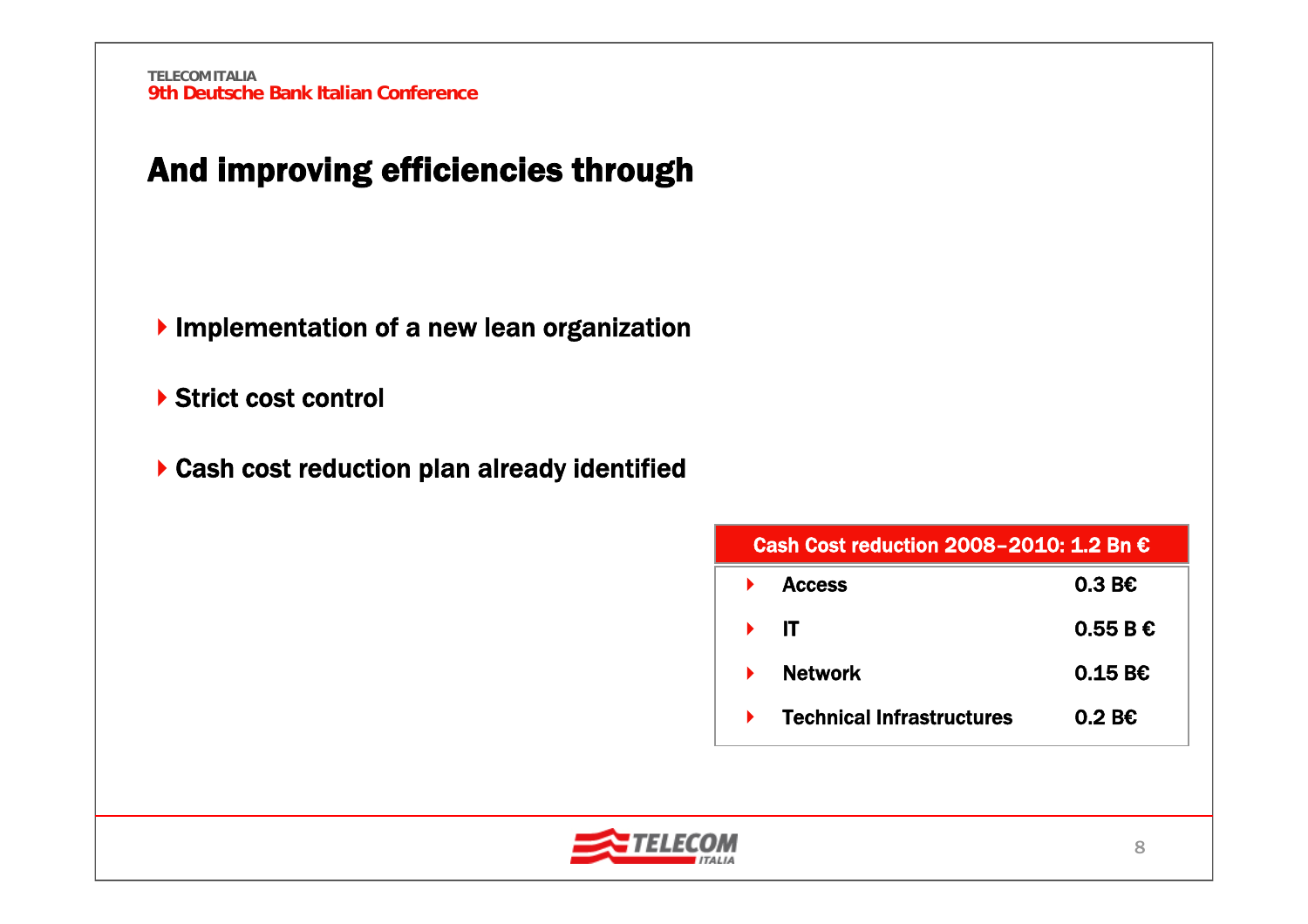# And improving efficiencies through

- Implementation of a new lean organization
- Strict cost control
- Cash cost reduction plan already identified

| Cash Cost reduction 2008–2010: 1.2 Bn € | |
|---|---|
| Access | 0.3 B€ |
| IT | 0.55 B € |
| Network | 0.15 B€ |
| Technical Infrastructures | 0.2 B€ |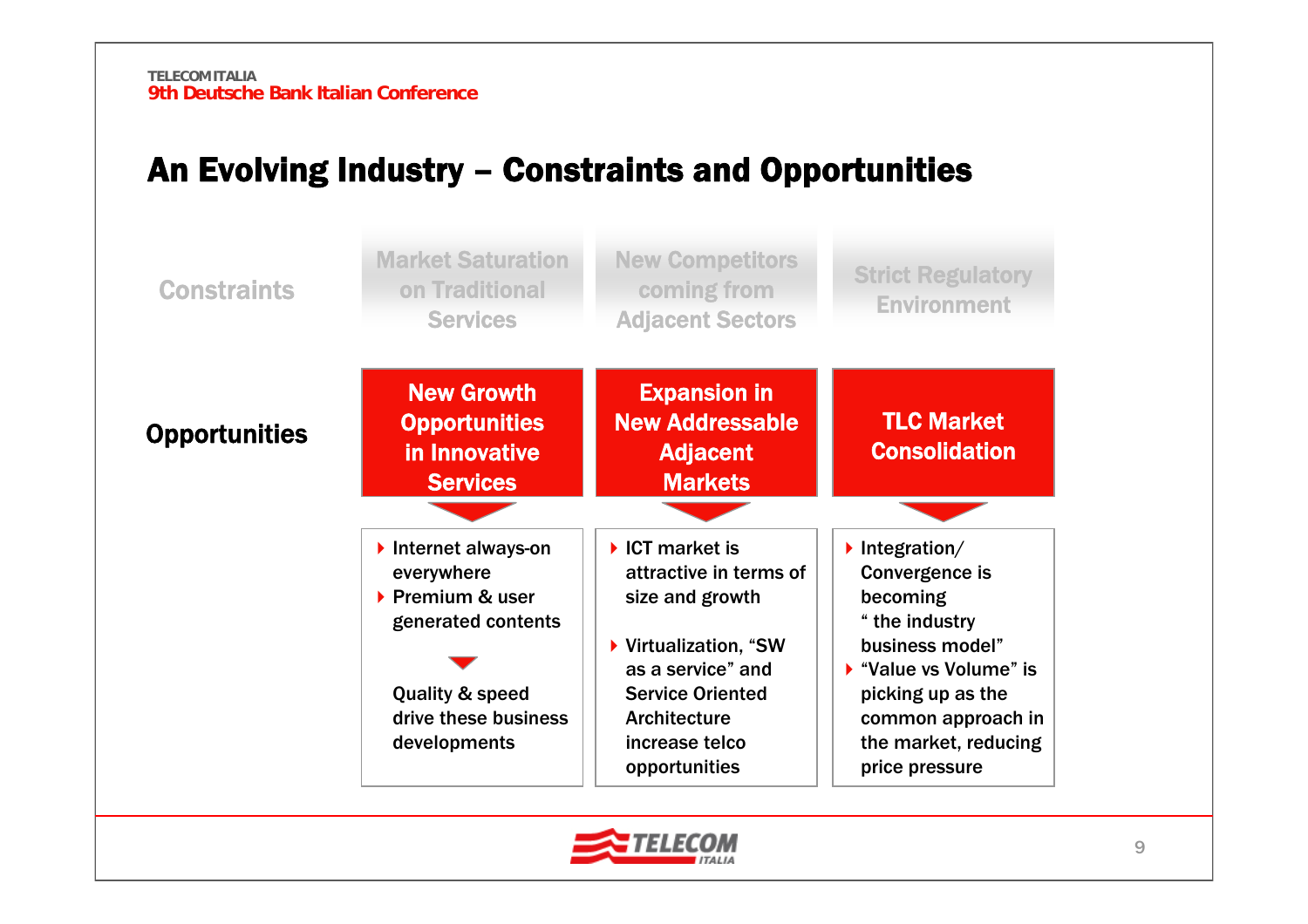# An Evolving Industry – Constraints and Opportunities

| | | | |
|---|---|---|---|
| **Constraints** | Market Saturation on Traditional Services | New Competitors coming from Adjacent Sectors | Strict Regulatory Environment |
| **Opportunities** | **New Growth Opportunities in Innovative Services** | **Expansion in New Addressable Adjacent Markets** | **TLC Market Consolidation** |

**New Growth Opportunities in Innovative Services**

- Internet always-on everywhere
- Premium & user generated contents

Quality & speed drive these business developments

**Expansion in New Addressable Adjacent Markets**

- ICT market is attractive in terms of size and growth
- Virtualization, "SW as a service" and Service Oriented Architecture increase telco opportunities

**TLC Market Consolidation**

- Integration/ Convergence is becoming " the industry business model"
- "Value vs Volume" is picking up as the common approach in the market, reducing price pressure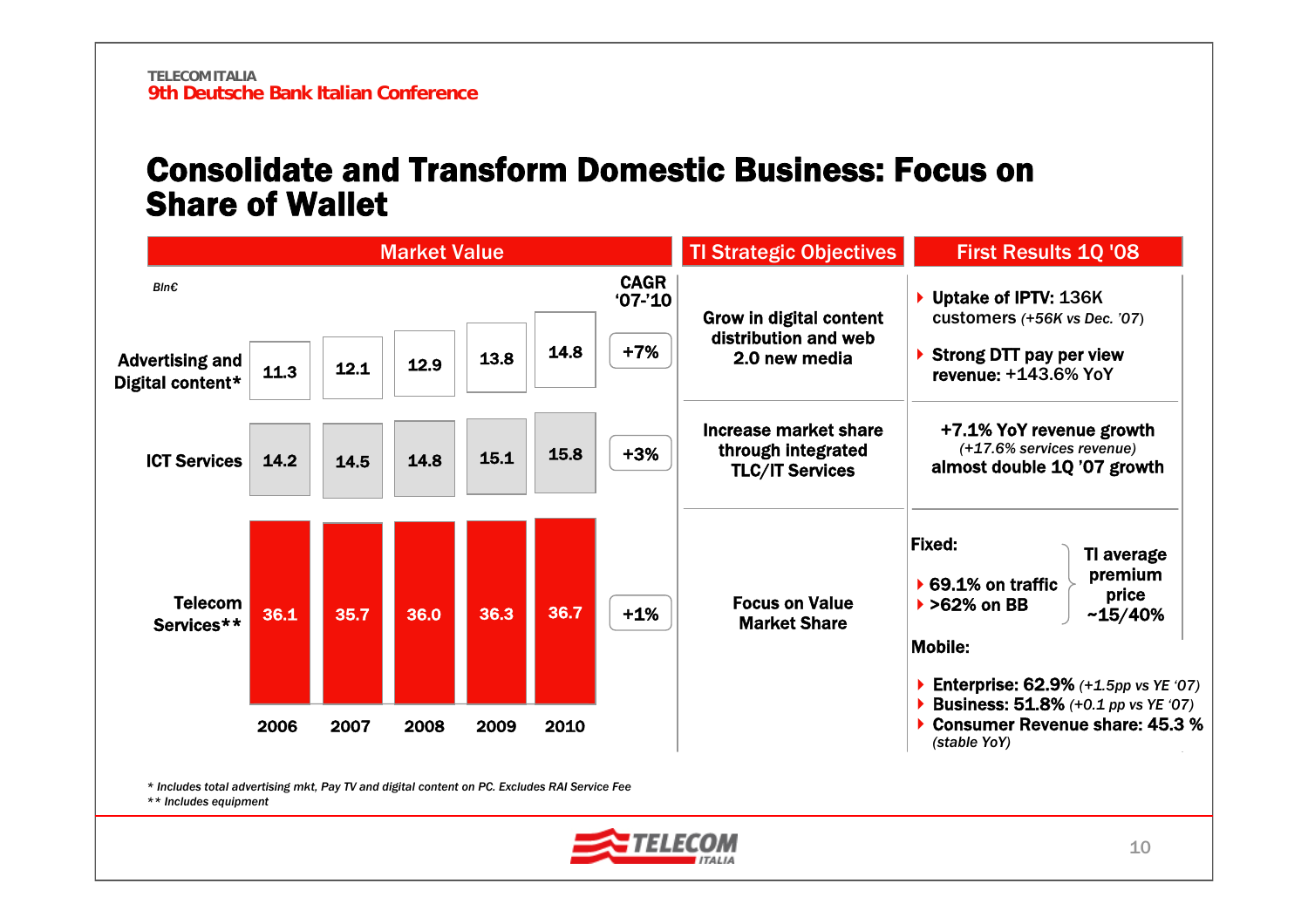# Consolidate and Transform Domestic Business: Focus on Share of Wallet

## Market Value

*Bln€*

| | 2006 | 2007 | 2008 | 2009 | 2010 | CAGR '07-'10 |
|---|---|---|---|---|---|---|
| Advertising and Digital content* | 11.3 | 12.1 | 12.9 | 13.8 | 14.8 | +7% |
| ICT Services | 14.2 | 14.5 | 14.8 | 15.1 | 15.8 | +3% |
| Telecom Services** | 36.1 | 35.7 | 36.0 | 36.3 | 36.7 | +1% |

## TI Strategic Objectives / First Results 1Q '08

| TI Strategic Objectives | First Results 1Q '08 |
|---|---|
| Grow in digital content distribution and web 2.0 new media | **Uptake of IPTV:** 136K customers *(+56K vs Dec. '07)*<br>**Strong DTT pay per view revenue:** +143.6% YoY |
| Increase market share through integrated TLC/IT Services | **+7.1% YoY revenue growth** *(+17.6% services revenue)* **almost double 1Q '07 growth** |
| Focus on Value Market Share | **Fixed:**<br>• 69.1% on traffic<br>• >62% on BB<br>TI average premium price ~15/40%<br>**Mobile:**<br>• **Enterprise: 62.9%** *(+1.5pp vs YE '07)*<br>• **Business: 51.8%** *(+0.1 pp vs YE '07)*<br>• **Consumer Revenue share: 45.3 %** *(stable YoY)* |

*\* Includes total advertising mkt, Pay TV and digital content on PC. Excludes RAI Service Fee*
*\*\* Includes equipment*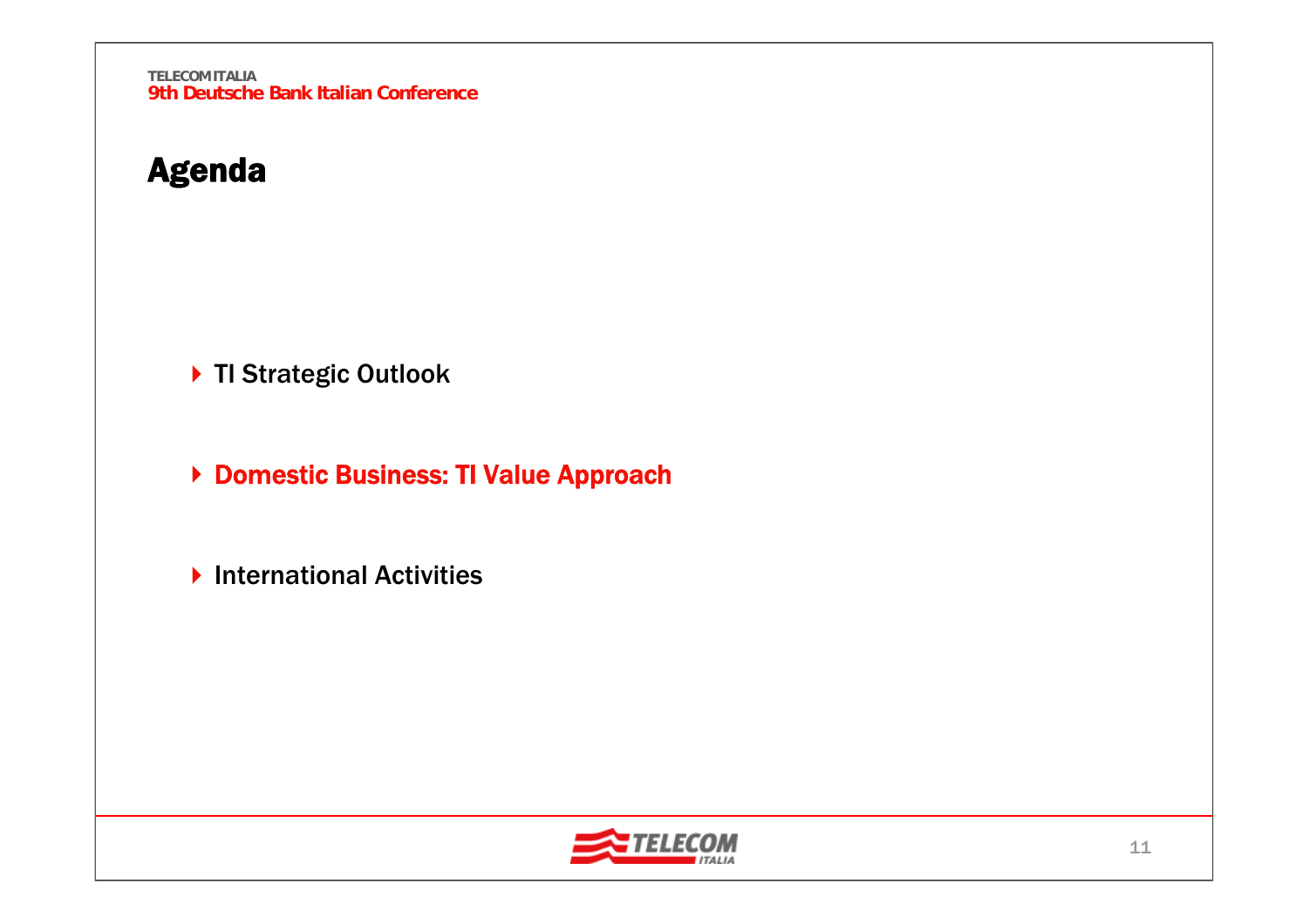# Agenda

- TI Strategic Outlook
- **Domestic Business: TI Value Approach**
- International Activities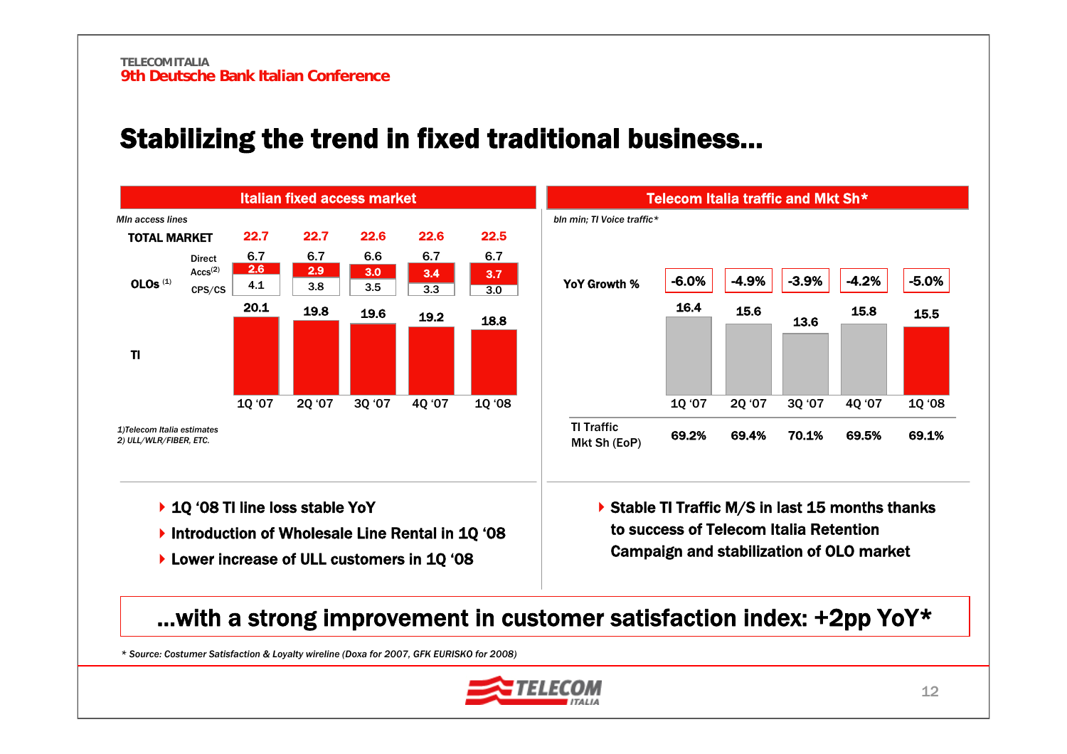# Stabilizing the trend in fixed traditional business…

## Italian fixed access market

*Mln access lines*

| | | 1Q '07 | 2Q '07 | 3Q '07 | 4Q '07 | 1Q '08 |
|---|---|---|---|---|---|---|
| TOTAL MARKET | | 22.7 | 22.7 | 22.6 | 22.6 | 22.5 |
| OLOs [1] | Total | 6.7 | 6.7 | 6.6 | 6.7 | 6.7 |
| | Direct Accs[2] | 2.6 | 2.9 | 3.0 | 3.4 | 3.7 |
| | CPS/CS | 4.1 | 3.8 | 3.5 | 3.3 | 3.0 |
| TI | | 20.1 | 19.8 | 19.6 | 19.2 | 18.8 |

*1)Telecom Italia estimates*
*2) ULL/WLR/FIBER, ETC.*

- **1Q '08 TI line loss stable YoY**
- **Introduction of Wholesale Line Rental in 1Q '08**
- **Lower increase of ULL customers in 1Q '08**

## Telecom Italia traffic and Mkt Sh*

*bln min; TI Voice traffic**

| | 1Q '07 | 2Q '07 | 3Q '07 | 4Q '07 | 1Q '08 |
|---|---|---|---|---|---|
| YoY Growth % | -6.0% | -4.9% | -3.9% | -4.2% | -5.0% |
| TI Voice traffic | 16.4 | 15.6 | 13.6 | 15.8 | 15.5 |
| TI Traffic Mkt Sh (EoP) | 69.2% | 69.4% | 70.1% | 69.5% | 69.1% |

- **Stable TI Traffic M/S in last 15 months thanks to success of Telecom Italia Retention Campaign and stabilization of OLO market**

**…with a strong improvement in customer satisfaction index: +2pp YoY***

*\* Source: Costumer Satisfaction & Loyalty wireline (Doxa for 2007, GFK EURISKO for 2008)*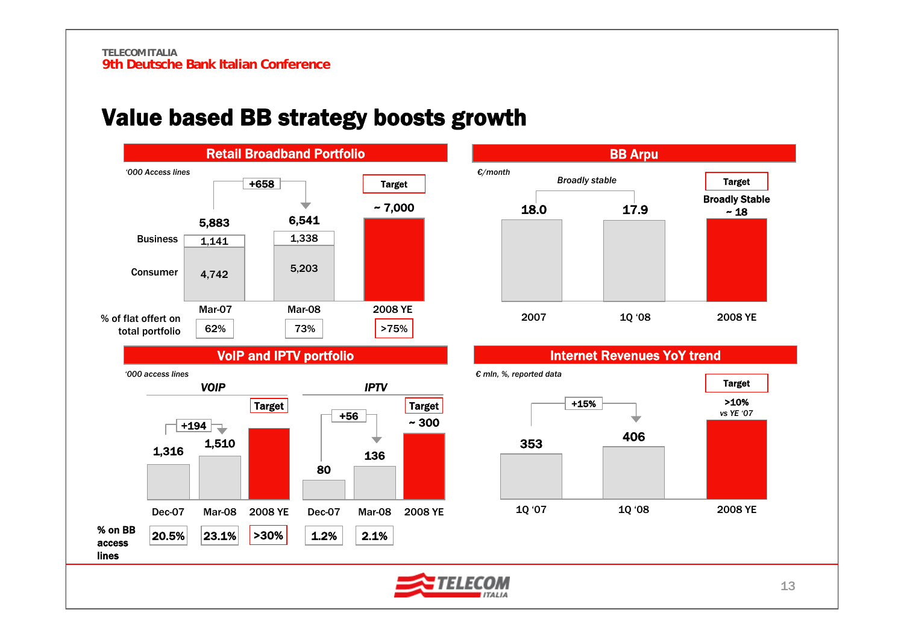# Value based BB strategy boosts growth

## Retail Broadband Portfolio

'000 Access lines

| | Mar-07 | Mar-08 | 2008 YE (Target) |
|---|---|---|---|
| Business | 1,141 | 1,338 | |
| Consumer | 4,742 | 5,203 | |
| Total | 5,883 | 6,541 | ~ 7,000 |
| % of flat offert on total portfolio | 62% | 73% | >75% |

+658 (Mar-07 to Mar-08)

## BB Arpu

€/month

| 2007 | 1Q '08 | 2008 YE (Target) |
|---|---|---|
| 18.0 | 17.9 | Broadly Stable ~ 18 |

Broadly stable (2007 to 1Q '08)

## VoIP and IPTV portfolio

'000 access lines

**VOIP**

| | Dec-07 | Mar-08 | 2008 YE (Target) |
|---|---|---|---|
| Access lines | 1,316 | 1,510 | |
| % on BB access lines | 20.5% | 23.1% | >30% |

+194 (Dec-07 to Mar-08)

**IPTV**

| | Dec-07 | Mar-08 | 2008 YE (Target) |
|---|---|---|---|
| Access lines | 80 | 136 | ~ 300 |
| % on BB access lines | 1.2% | 2.1% | |

+56 (Dec-07 to Mar-08)

## Internet Revenues YoY trend

€ mln, %, reported data

| 1Q '07 | 1Q '08 | 2008 YE (Target) |
|---|---|---|
| 353 | 406 | >10% vs YE '07 |

+15% (1Q '07 to 1Q '08)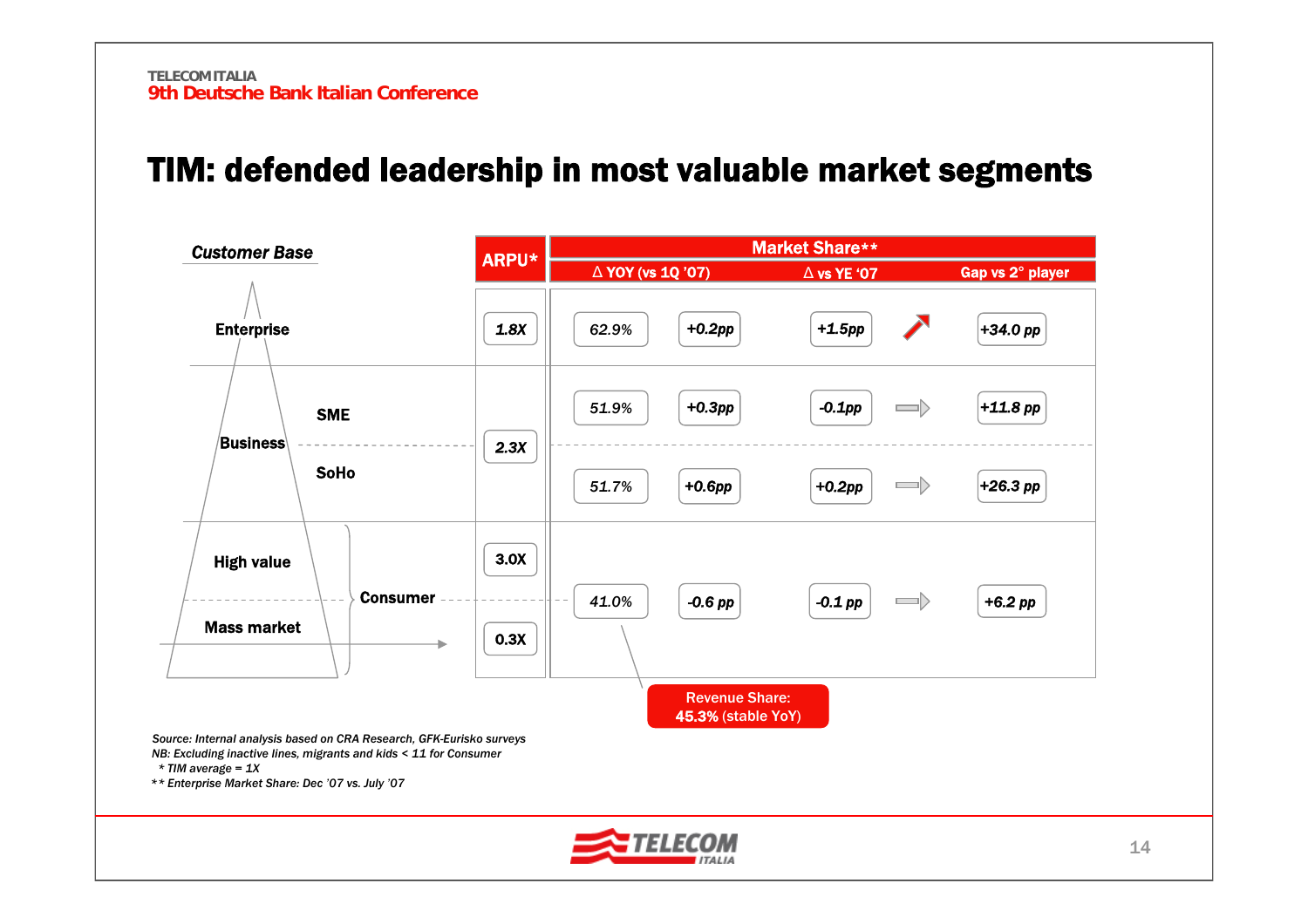# TIM: defended leadership in most valuable market segments

| Customer Base | | ARPU* | Market Share** | Δ YOY (vs 1Q '07) | Δ vs YE '07 | | Gap vs 2° player |
|---|---|---|---|---|---|---|---|
| Enterprise | | 1.8X | 62.9% | +0.2pp | +1.5pp | ↗ | +34.0 pp |
| Business | SME | 2.3X | 51.9% | +0.3pp | -0.1pp | ⇨ | +11.8 pp |
| | SoHo | | 51.7% | +0.6pp | +0.2pp | ⇨ | +26.3 pp |
| Consumer | High value | 3.0X | 41.0% | -0.6 pp | -0.1 pp | ⇨ | +6.2 pp |
| | Mass market | 0.3X | | | | | |

Revenue Share: **45.3%** (stable YoY)

*Source: Internal analysis based on CRA Research, GFK-Eurisko surveys*
*NB: Excluding inactive lines, migrants and kids < 11 for Consumer*
*\* TIM average = 1X*
*\*\* Enterprise Market Share: Dec '07 vs. July '07*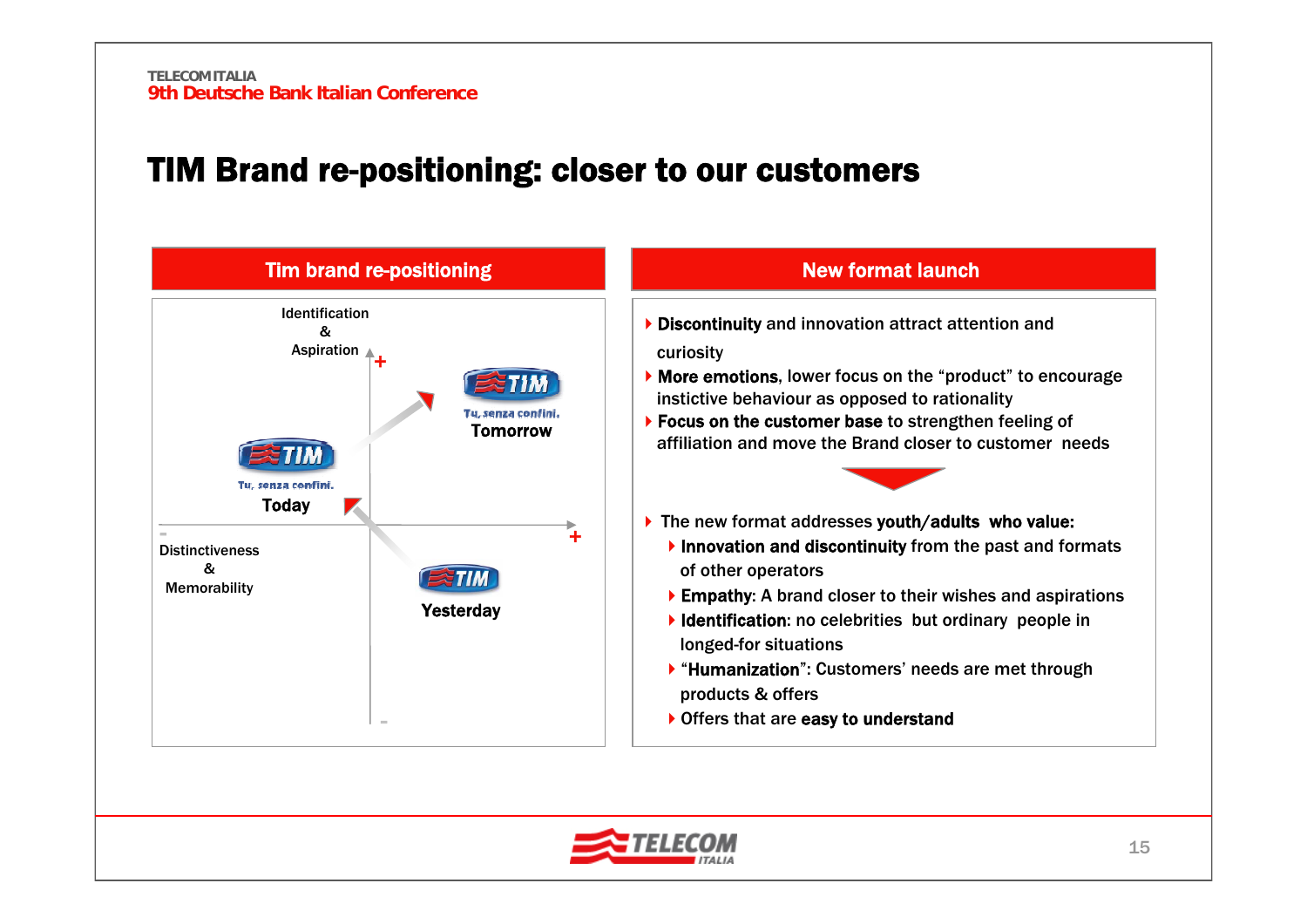# TIM Brand re-positioning: closer to our customers

## Tim brand re-positioning

Identification & Aspiration

Distinctiveness & Memorability

TIM – Tu, senza confini. – Tomorrow

TIM – Tu, senza confini. – Today

TIM – Yesterday

## New format launch

- **Discontinuity** and innovation attract attention and curiosity
- **More emotions**, lower focus on the "product" to encourage instictive behaviour as opposed to rationality
- **Focus on the customer base** to strengthen feeling of affiliation and move the Brand closer to customer needs

- The new format addresses **youth/adults who value:**
  - **Innovation and discontinuity** from the past and formats of other operators
  - **Empathy**: A brand closer to their wishes and aspirations
  - **Identification**: no celebrities but ordinary people in longed-for situations
  - "**Humanization**": Customers' needs are met through products & offers
  - Offers that are **easy to understand**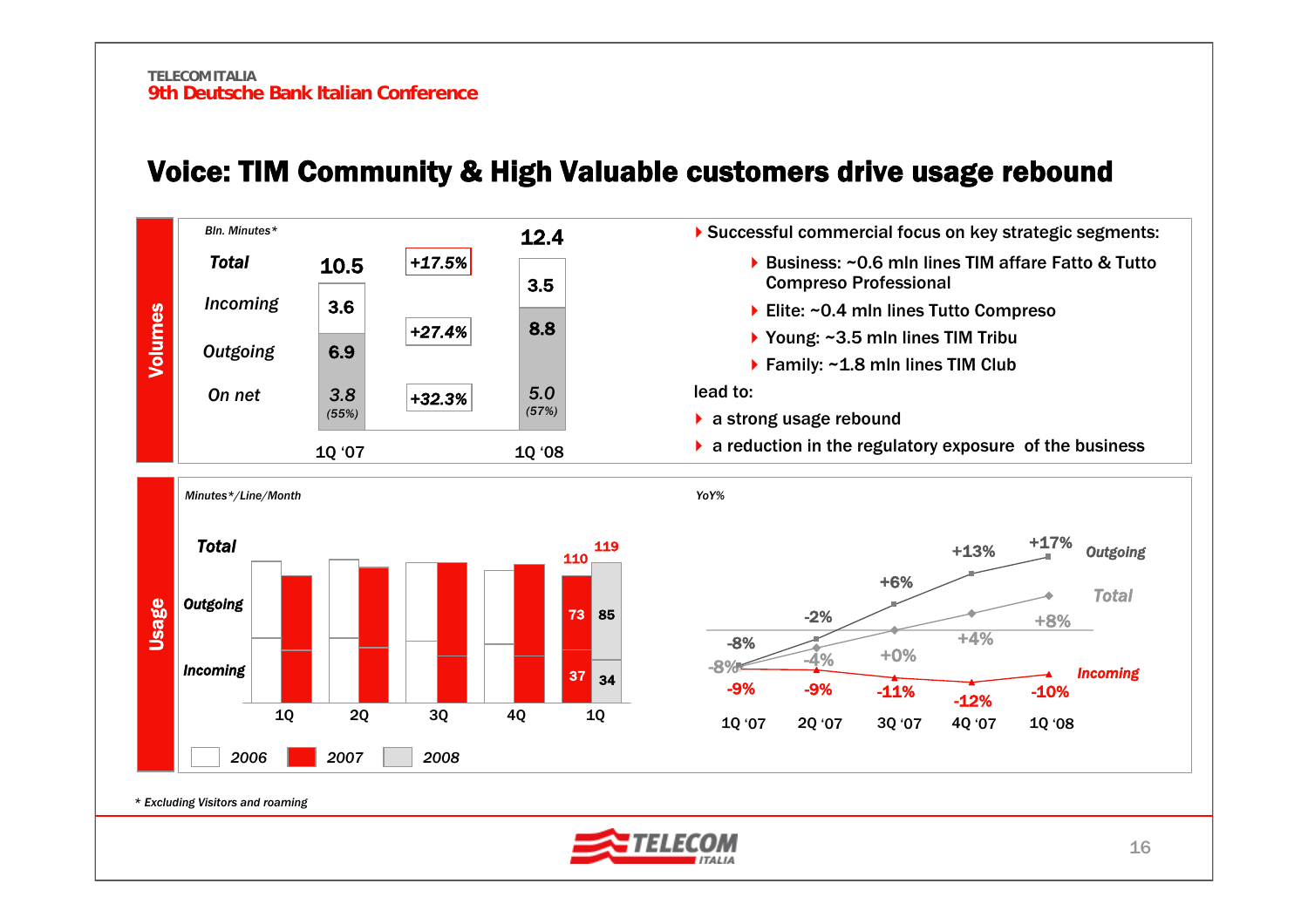# Voice: TIM Community & High Valuable customers drive usage rebound

## Volumes

*Bln. Minutes**

|  | 1Q '07 | Change | 1Q '08 |
|---|---|---|---|
| **Total** | 10.5 | +17.5% | 12.4 |
| Incoming | 3.6 |  | 3.5 |
| Outgoing | 6.9 | +27.4% | 8.8 |
| On net | 3.8 (55%) | +32.3% | 5.0 (57%) |

- Successful commercial focus on key strategic segments:
  - Business: ~0.6 mln lines TIM affare Fatto & Tutto Compreso Professional
  - Elite: ~0.4 mln lines Tutto Compreso
  - Young: ~3.5 mln lines TIM Tribu
  - Family: ~1.8 mln lines TIM Club

lead to:

- a strong usage rebound
- a reduction in the regulatory exposure of the business

## Usage

*Minutes*/Line/Month*

|  | 1Q 2007 | 1Q 2008 |
|---|---|---|
| **Total** | 110 | 119 |
| Outgoing | 73 | 85 |
| Incoming | 37 | 34 |

Legend: 2006, 2007, 2008

*YoY%*

|  | 1Q '07 | 2Q '07 | 3Q '07 | 4Q '07 | 1Q '08 |
|---|---|---|---|---|---|
| Outgoing | -8% | -2% | +6% | +13% | +17% |
| Total | -8% | -4% | +0% | +4% | +8% |
| Incoming | -9% | -9% | -11% | -12% | -10% |

* *Excluding Visitors and roaming*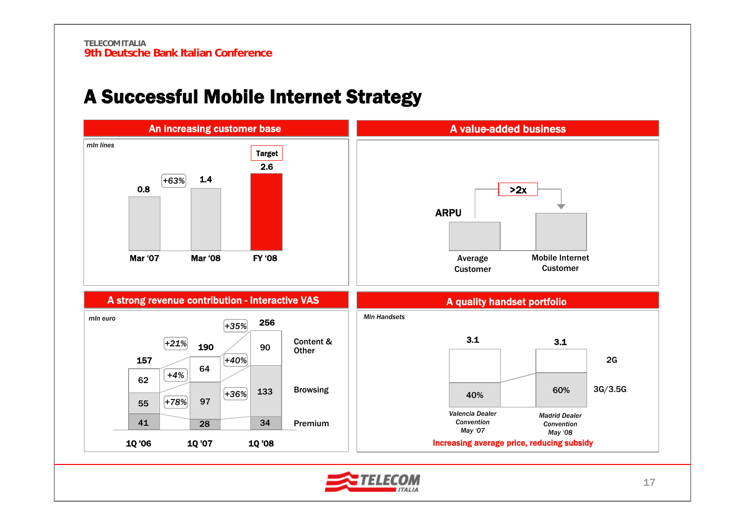# A Successful Mobile Internet Strategy

## An increasing customer base

*mln lines*

| | Mar '07 | Mar '08 | FY '08 (Target) |
|---|---|---|---|
| Lines | 0.8 | 1.4 | 2.6 |

+63%

## A value-added business

ARPU

| Average Customer | Mobile Internet Customer |
|---|---|
| | >2x |

## A strong revenue contribution - Interactive VAS

*mln euro*

| | 1Q '06 | 1Q '07 | 1Q '08 |
|---|---|---|---|
| Content & Other | 62 | 64 | 90 |
| Browsing | 55 | 97 | 133 |
| Premium | 41 | 28 | 34 |
| **Total** | **157** | **190** | **256** |

Growth 1Q '06 → 1Q '07: Total +21%; Content & Other +4%; Browsing +78%

Growth 1Q '07 → 1Q '08: Total +35%; Content & Other +40%; Browsing +36%

## A quality handset portfolio

*Mln Handsets*

| | Valencia Dealer Convention May '07 | Madrid Dealer Convention May '08 |
|---|---|---|
| Total | 3.1 | 3.1 |
| 3G/3.5G | 40% | 60% |
| 2G | | |

Increasing average price, reducing subsidy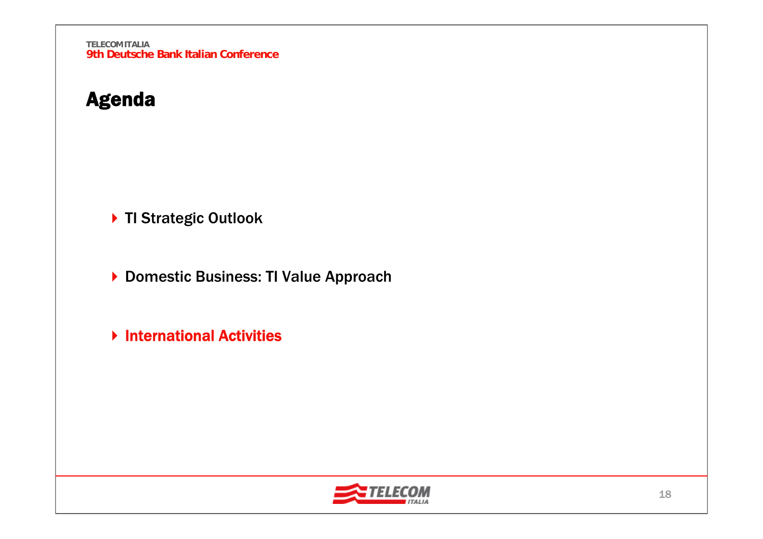# Agenda

- TI Strategic Outlook
- Domestic Business: TI Value Approach
- International Activities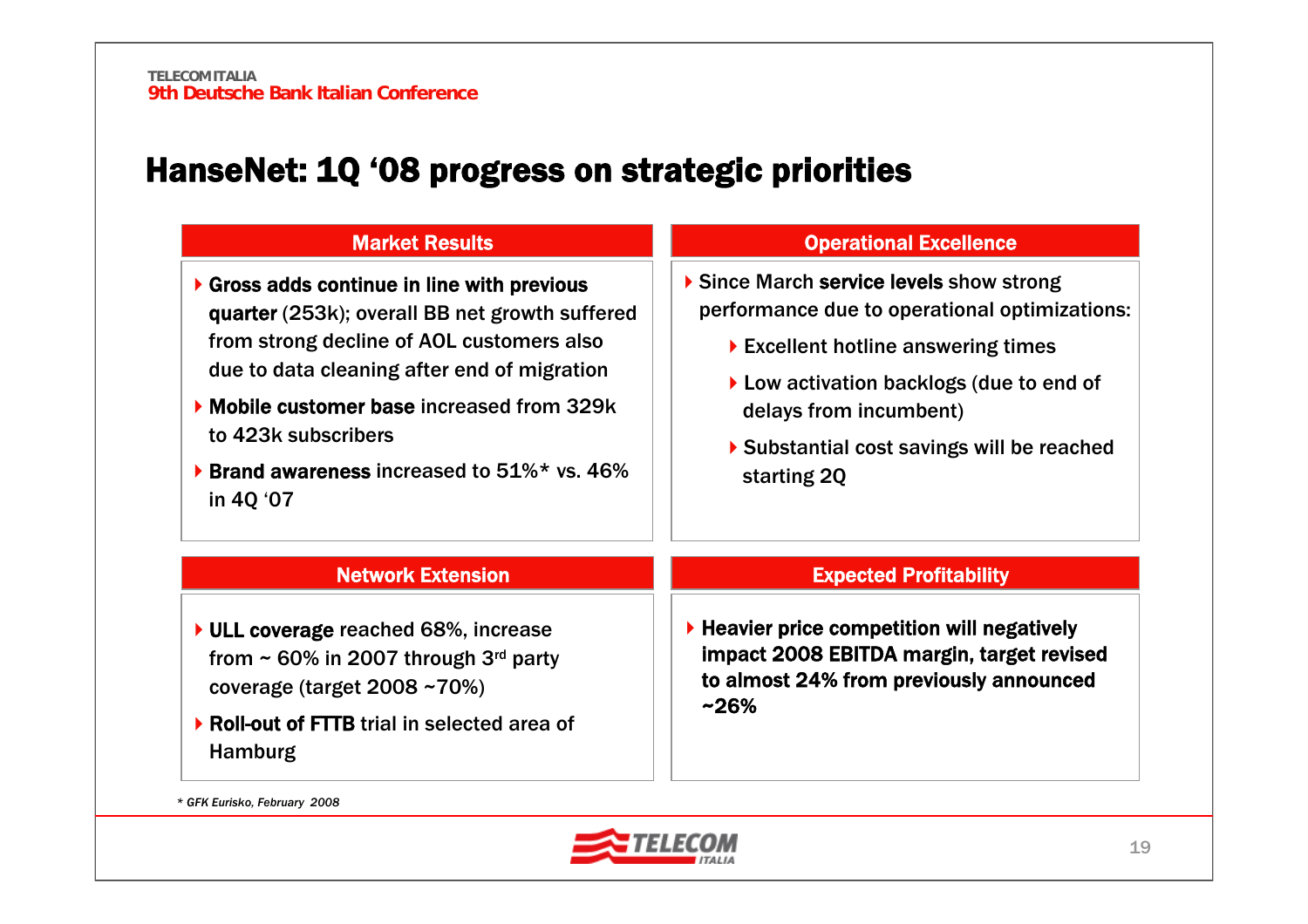# HanseNet: 1Q '08 progress on strategic priorities

## Market Results

- **Gross adds continue in line with previous quarter** (253k); overall BB net growth suffered from strong decline of AOL customers also due to data cleaning after end of migration
- **Mobile customer base** increased from 329k to 423k subscribers
- **Brand awareness** increased to 51%* vs. 46% in 4Q '07

## Operational Excellence

- Since March **service levels** show strong performance due to operational optimizations:
  - Excellent hotline answering times
  - Low activation backlogs (due to end of delays from incumbent)
  - Substantial cost savings will be reached starting 2Q

## Network Extension

- **ULL coverage** reached 68%, increase from ~ 60% in 2007 through 3rd party coverage (target 2008 ~70%)
- **Roll-out of FTTB** trial in selected area of Hamburg

## Expected Profitability

- **Heavier price competition will negatively impact 2008 EBITDA margin, target revised to almost 24% from previously announced ~26%**

*\* GFK Eurisko, February 2008*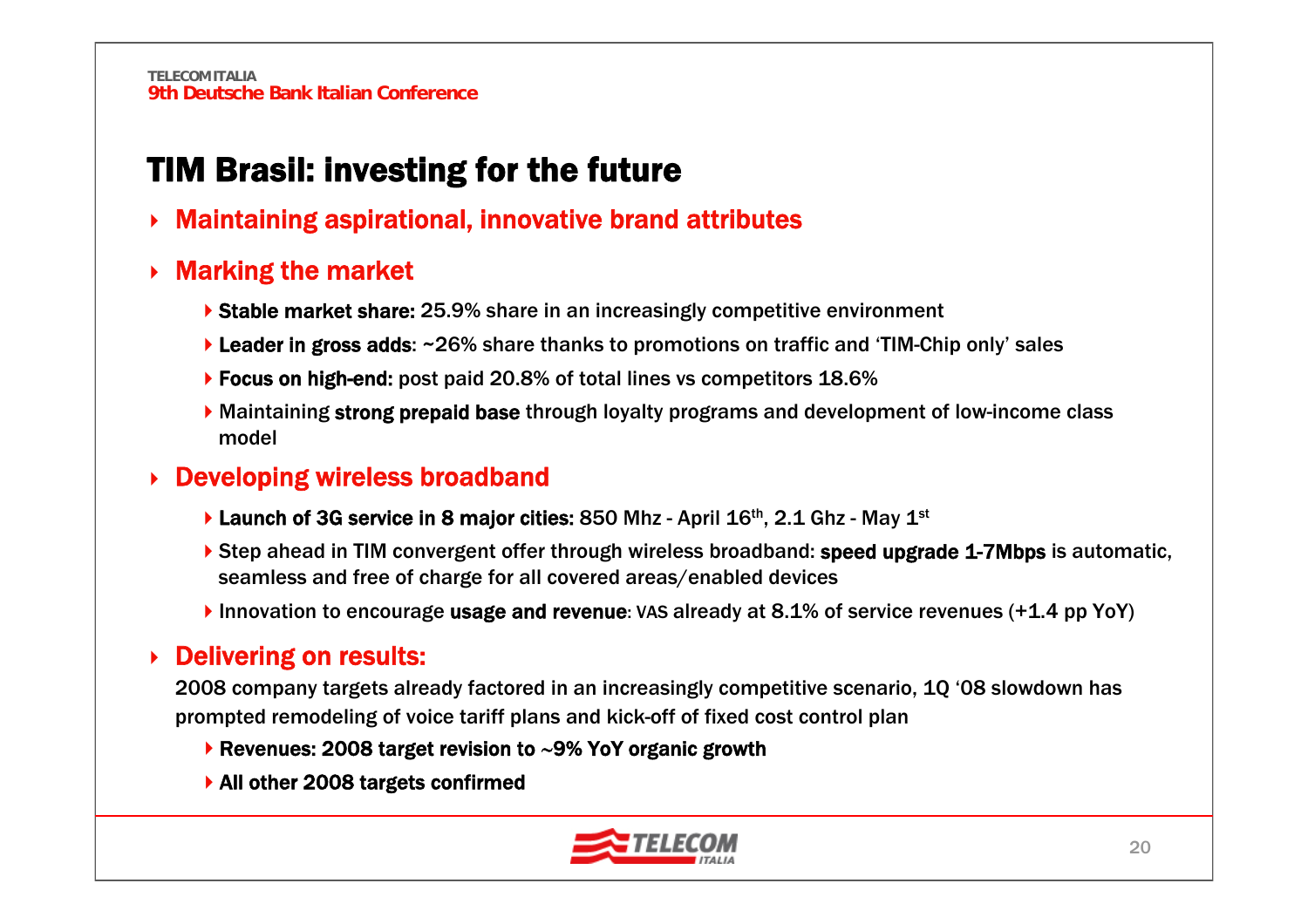# TIM Brasil: investing for the future

- **Maintaining aspirational, innovative brand attributes**
- **Marking the market**
  - **Stable market share:** 25.9% share in an increasingly competitive environment
  - **Leader in gross adds**: ~26% share thanks to promotions on traffic and 'TIM-Chip only' sales
  - **Focus on high-end:** post paid 20.8% of total lines vs competitors 18.6%
  - Maintaining **strong prepaid base** through loyalty programs and development of low-income class model
- **Developing wireless broadband**
  - **Launch of 3G service in 8 major cities:** 850 Mhz - April 16th, 2.1 Ghz - May 1st
  - Step ahead in TIM convergent offer through wireless broadband: **speed upgrade 1-7Mbps** is automatic, seamless and free of charge for all covered areas/enabled devices
  - Innovation to encourage **usage and revenue**: VAS already at 8.1% of service revenues (+1.4 pp YoY)
- **Delivering on results:**
  
  2008 company targets already factored in an increasingly competitive scenario, 1Q '08 slowdown has prompted remodeling of voice tariff plans and kick-off of fixed cost control plan
  - **Revenues: 2008 target revision to ~9% YoY organic growth**
  - **All other 2008 targets confirmed**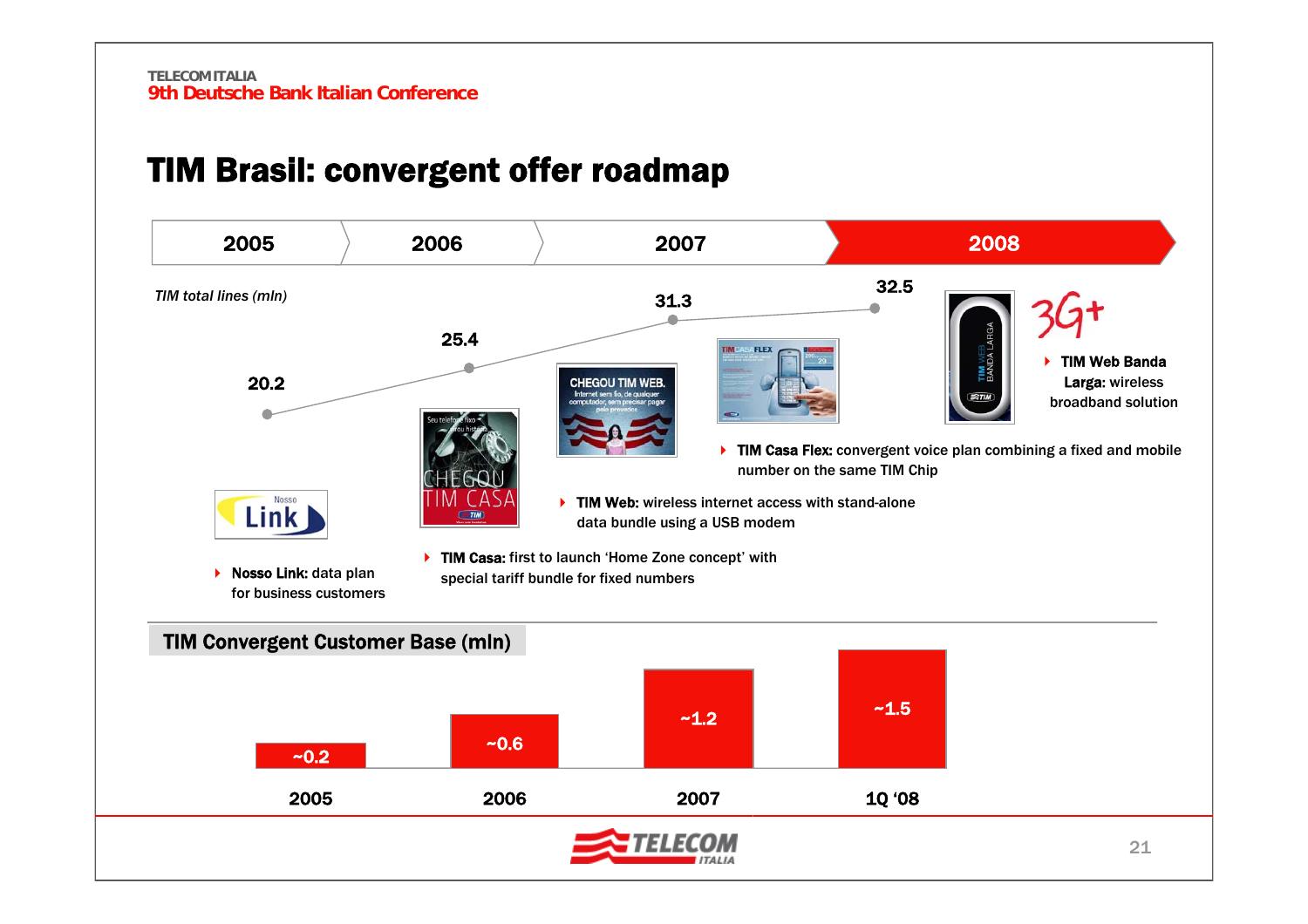# TIM Brasil: convergent offer roadmap

| 2005 | 2006 | 2007 | 2008 |
|---|---|---|---|

*TIM total lines (mln)*

| 2005 | 2006 | 2007 | 2008 |
|---|---|---|---|
| 20.2 | 25.4 | 31.3 | 32.5 |

- **Nosso Link:** data plan for business customers
- **TIM Casa:** first to launch 'Home Zone concept' with special tariff bundle for fixed numbers
- **TIM Web:** wireless internet access with stand-alone data bundle using a USB modem
- **TIM Casa Flex:** convergent voice plan combining a fixed and mobile number on the same TIM Chip
- **TIM Web Banda Larga:** wireless broadband solution

## TIM Convergent Customer Base (mln)

| 2005 | 2006 | 2007 | 1Q '08 |
|---|---|---|---|
| ~0.2 | ~0.6 | ~1.2 | ~1.5 |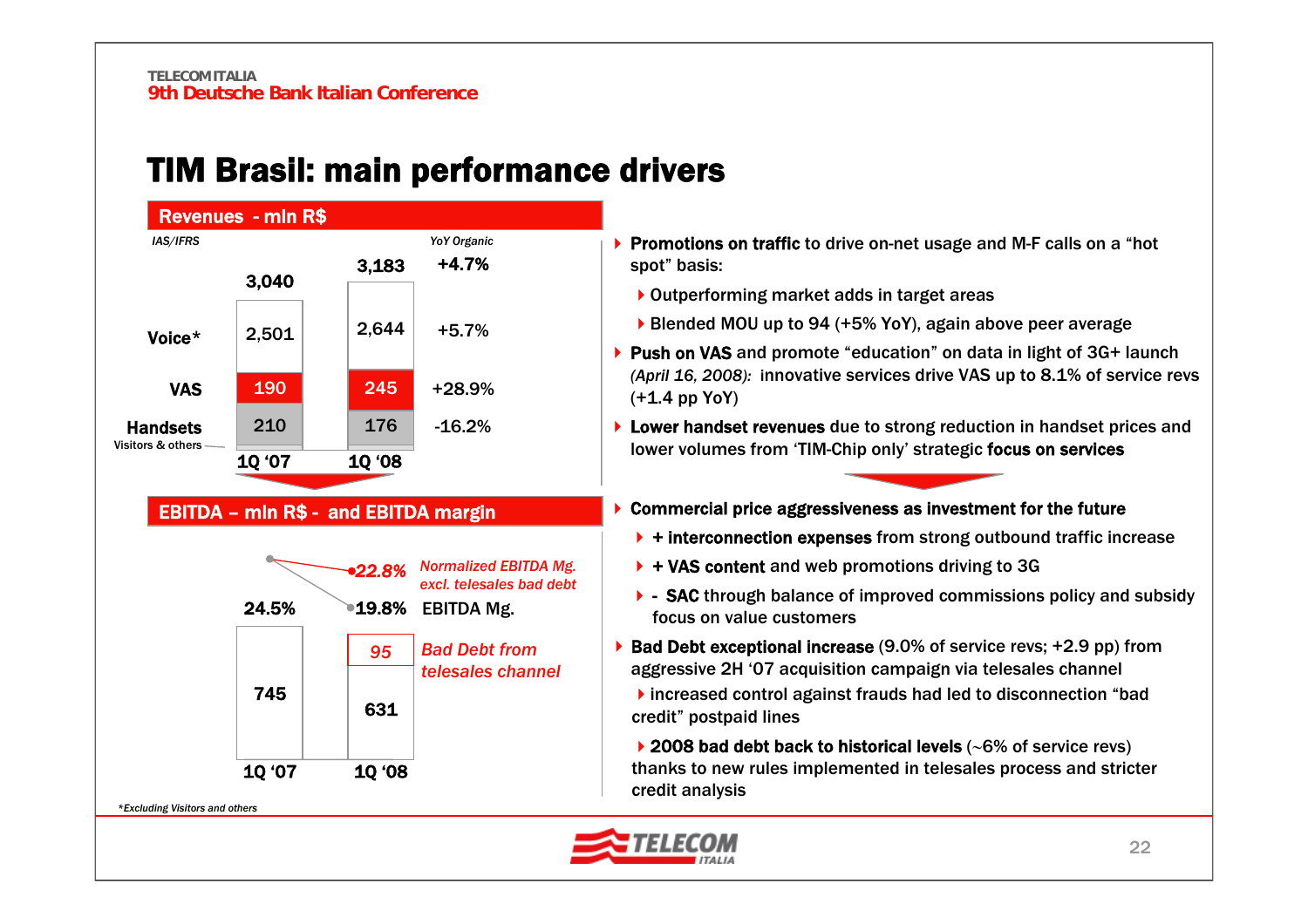# TIM Brasil: main performance drivers

## Revenues - mln R$

IAS/IFRS

YoY Organic

Voice*
VAS
Handsets
Visitors & others

1Q '07: 3,040 — Voice 2,501; VAS 190; Handsets 210
1Q '08: 3,183 — Voice 2,644; VAS 245; Handsets 176

+4.7%
+5.7%
+28.9%
-16.2%

- **Promotions on traffic** to drive on-net usage and M-F calls on a "hot spot" basis:
  - Outperforming market adds in target areas
  - Blended MOU up to 94 (+5% YoY), again above peer average
- **Push on VAS** and promote "education" on data in light of 3G+ launch *(April 16, 2008):* innovative services drive VAS up to 8.1% of service revs (+1.4 pp YoY)
- **Lower handset revenues** due to strong reduction in handset prices and lower volumes from 'TIM-Chip only' strategic **focus on services**

## EBITDA – mln R$ - and EBITDA margin

*Normalized EBITDA Mg. excl. telesales bad debt*: 22.8%

EBITDA Mg.: 24.5% (1Q '07), 19.8% (1Q '08)

*Bad Debt from telesales channel*: 95

1Q '07: 745
1Q '08: 631

- **Commercial price aggressiveness as investment for the future**
  - **+ interconnection expenses** from strong outbound traffic increase
  - **+ VAS content** and web promotions driving to 3G
  - **- SAC** through balance of improved commissions policy and subsidy focus on value customers
- **Bad Debt exceptional increase** (9.0% of service revs; +2.9 pp) from aggressive 2H '07 acquisition campaign via telesales channel
  - increased control against frauds had led to disconnection "bad credit" postpaid lines
  - **2008 bad debt back to historical levels** (~6% of service revs) thanks to new rules implemented in telesales process and stricter credit analysis

*Excluding Visitors and others